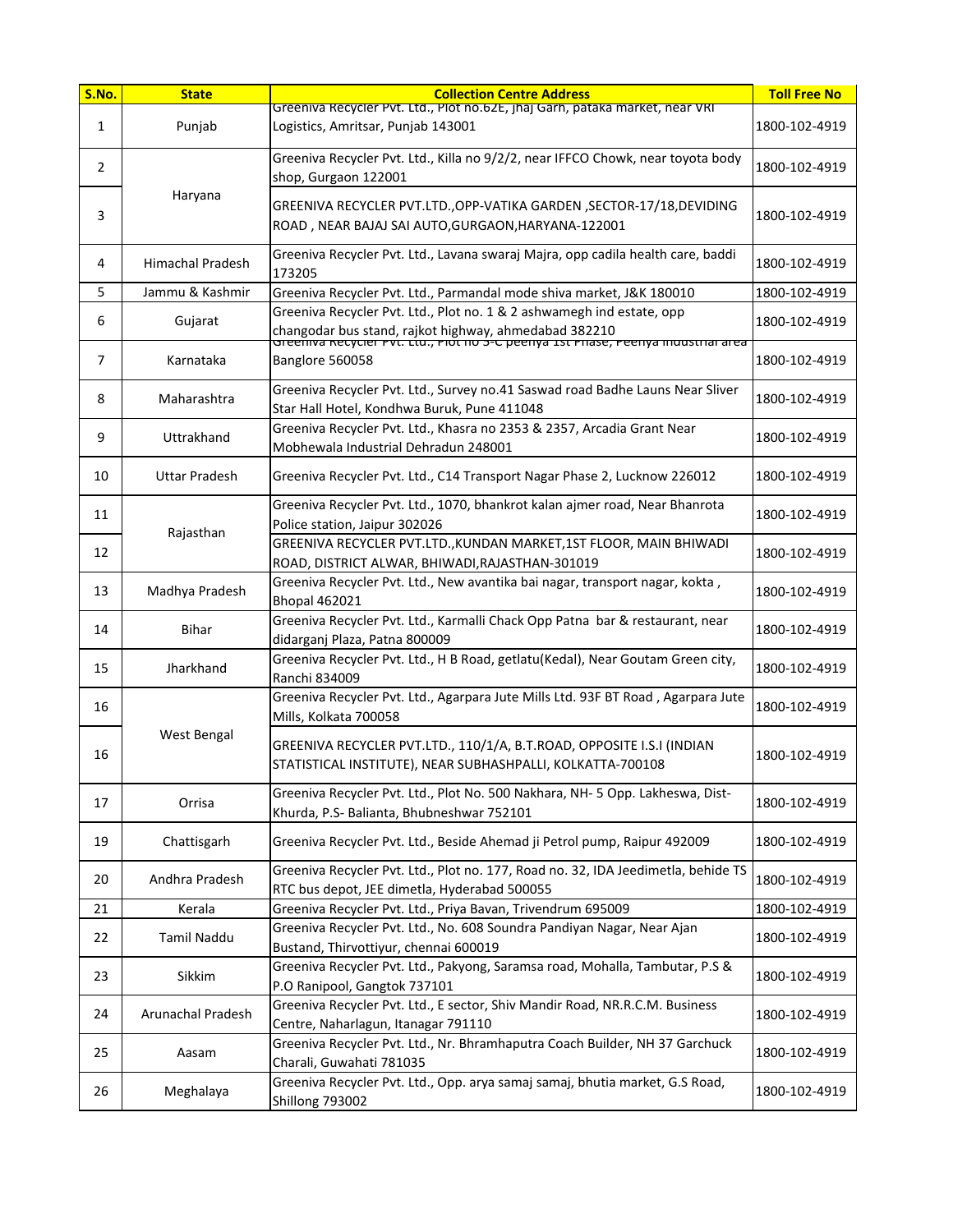| S.No. | State | Collection Centre Address | Toll Free No |
|---|---|---|---|
| 1 | Punjab | Greeniva Recycler Pvt. Ltd., Plot no.62E, jhaj Garh, pataka market, near VRI Logistics, Amritsar, Punjab 143001 | 1800-102-4919 |
| 2 | Haryana | Greeniva Recycler Pvt. Ltd., Killa no 9/2/2, near IFFCO Chowk, near toyota body shop, Gurgaon 122001 | 1800-102-4919 |
| 3 | | GREENIVA RECYCLER PVT.LTD.,OPP-VATIKA GARDEN ,SECTOR-17/18,DEVIDING ROAD , NEAR BAJAJ SAI AUTO,GURGAON,HARYANA-122001 | 1800-102-4919 |
| 4 | Himachal Pradesh | Greeniva Recycler Pvt. Ltd., Lavana swaraj Majra, opp cadila health care, baddi 173205 | 1800-102-4919 |
| 5 | Jammu & Kashmir | Greeniva Recycler Pvt. Ltd., Parmandal mode shiva market, J&K 180010 | 1800-102-4919 |
| 6 | Gujarat | Greeniva Recycler Pvt. Ltd., Plot no. 1 & 2 ashwamegh ind estate, opp changodar bus stand, rajkot highway, ahmedabad 382210 | 1800-102-4919 |
| 7 | Karnataka | Greeniva Recycler Pvt. Ltd., Plot no 3-C peenya 1st Phase, Peenya Industrial area Banglore 560058 | 1800-102-4919 |
| 8 | Maharashtra | Greeniva Recycler Pvt. Ltd., Survey no.41 Saswad road Badhe Launs Near Sliver Star Hall Hotel, Kondhwa Buruk, Pune 411048 | 1800-102-4919 |
| 9 | Uttrakhand | Greeniva Recycler Pvt. Ltd., Khasra no 2353 & 2357, Arcadia Grant Near Mobhewala Industrial Dehradun 248001 | 1800-102-4919 |
| 10 | Uttar Pradesh | Greeniva Recycler Pvt. Ltd., C14 Transport Nagar Phase 2, Lucknow 226012 | 1800-102-4919 |
| 11 | Rajasthan | Greeniva Recycler Pvt. Ltd., 1070, bhankrot kalan ajmer road, Near Bhanrota Police station, Jaipur 302026 | 1800-102-4919 |
| 12 | | GREENIVA RECYCLER PVT.LTD.,KUNDAN MARKET,1ST FLOOR, MAIN BHIWADI ROAD, DISTRICT ALWAR, BHIWADI,RAJASTHAN-301019 | 1800-102-4919 |
| 13 | Madhya Pradesh | Greeniva Recycler Pvt. Ltd., New avantika bai nagar, transport nagar, kokta , Bhopal 462021 | 1800-102-4919 |
| 14 | Bihar | Greeniva Recycler Pvt. Ltd., Karmalli Chack Opp Patna bar & restaurant, near didarganj Plaza, Patna 800009 | 1800-102-4919 |
| 15 | Jharkhand | Greeniva Recycler Pvt. Ltd., H B Road, getlatu(Kedal), Near Goutam Green city, Ranchi 834009 | 1800-102-4919 |
| 16 | West Bengal | Greeniva Recycler Pvt. Ltd., Agarpara Jute Mills Ltd. 93F BT Road , Agarpara Jute Mills, Kolkata 700058 | 1800-102-4919 |
| 16 | | GREENIVA RECYCLER PVT.LTD., 110/1/A, B.T.ROAD, OPPOSITE I.S.I (INDIAN STATISTICAL INSTITUTE), NEAR SUBHASHPALLI, KOLKATTA-700108 | 1800-102-4919 |
| 17 | Orrisa | Greeniva Recycler Pvt. Ltd., Plot No. 500 Nakhara, NH- 5 Opp. Lakheswa, Dist-Khurda, P.S- Balianta, Bhubneshwar 752101 | 1800-102-4919 |
| 19 | Chattisgarh | Greeniva Recycler Pvt. Ltd., Beside Ahemad ji Petrol pump, Raipur 492009 | 1800-102-4919 |
| 20 | Andhra Pradesh | Greeniva Recycler Pvt. Ltd., Plot no. 177, Road no. 32, IDA Jeedimetla, behide TS RTC bus depot, JEE dimetla, Hyderabad 500055 | 1800-102-4919 |
| 21 | Kerala | Greeniva Recycler Pvt. Ltd., Priya Bavan, Trivendrum 695009 | 1800-102-4919 |
| 22 | Tamil Naddu | Greeniva Recycler Pvt. Ltd., No. 608 Soundra Pandiyan Nagar, Near Ajan Bustand, Thirvottiyur, chennai 600019 | 1800-102-4919 |
| 23 | Sikkim | Greeniva Recycler Pvt. Ltd., Pakyong, Saramsa road, Mohalla, Tambutar, P.S & P.O Ranipool, Gangtok 737101 | 1800-102-4919 |
| 24 | Arunachal Pradesh | Greeniva Recycler Pvt. Ltd., E sector, Shiv Mandir Road, NR.R.C.M. Business Centre, Naharlagun, Itanagar 791110 | 1800-102-4919 |
| 25 | Aasam | Greeniva Recycler Pvt. Ltd., Nr. Bhramhaputra Coach Builder, NH 37 Garchuck Charali, Guwahati 781035 | 1800-102-4919 |
| 26 | Meghalaya | Greeniva Recycler Pvt. Ltd., Opp. arya samaj samaj, bhutia market, G.S Road, Shillong 793002 | 1800-102-4919 |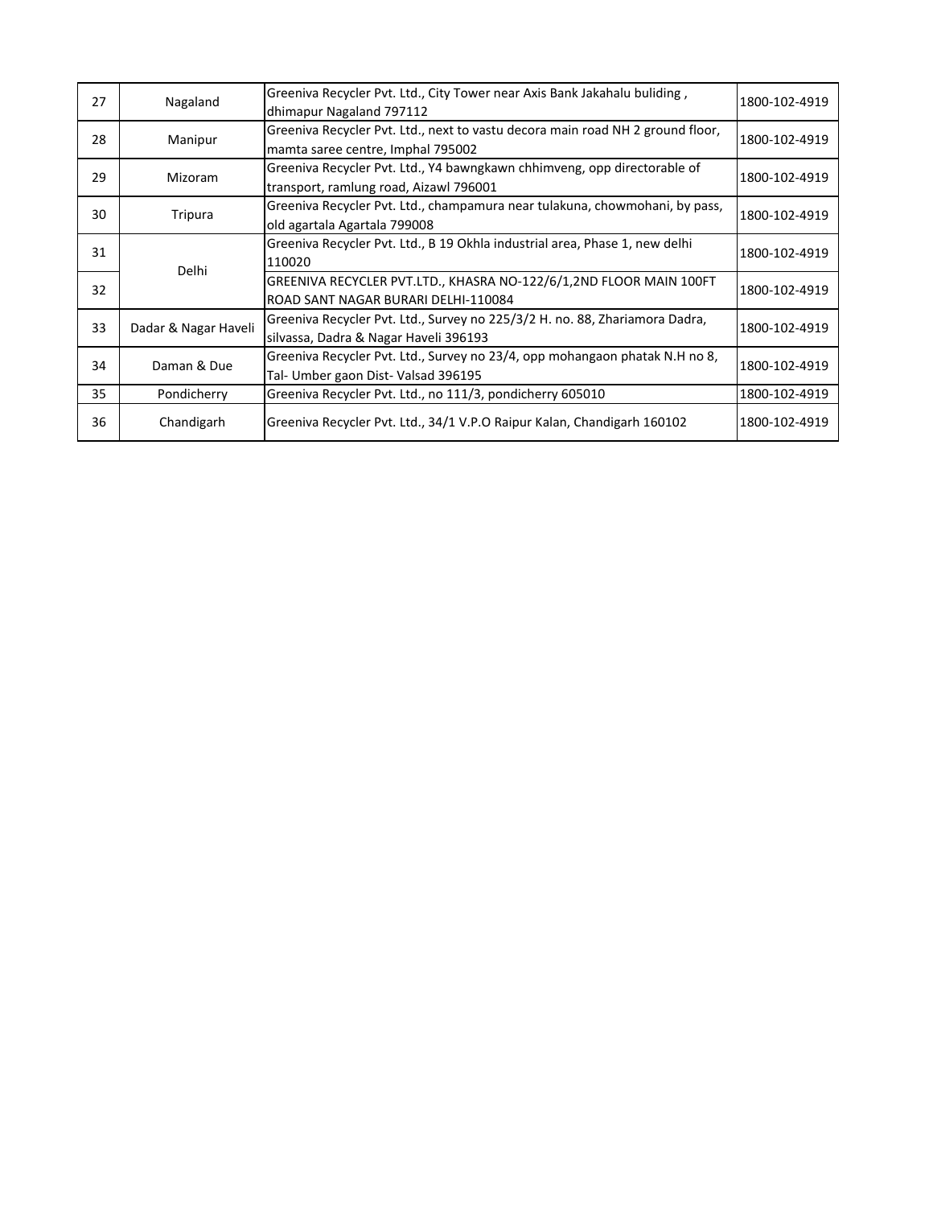| | | | |
|---|---|---|---|
| 27 | Nagaland | Greeniva Recycler Pvt. Ltd., City Tower near Axis Bank Jakahalu buliding , dhimapur Nagaland 797112 | 1800-102-4919 |
| 28 | Manipur | Greeniva Recycler Pvt. Ltd., next to vastu decora main road NH 2 ground floor, mamta saree centre, Imphal 795002 | 1800-102-4919 |
| 29 | Mizoram | Greeniva Recycler Pvt. Ltd., Y4 bawngkawn chhimveng, opp directorable of transport, ramlung road, Aizawl 796001 | 1800-102-4919 |
| 30 | Tripura | Greeniva Recycler Pvt. Ltd., champamura near tulakuna, chowmohani, by pass, old agartala Agartala 799008 | 1800-102-4919 |
| 31 | Delhi | Greeniva Recycler Pvt. Ltd., B 19 Okhla industrial area, Phase 1, new delhi 110020 | 1800-102-4919 |
| 32 | | GREENIVA RECYCLER PVT.LTD., KHASRA NO-122/6/1,2ND FLOOR MAIN 100FT ROAD SANT NAGAR BURARI DELHI-110084 | 1800-102-4919 |
| 33 | Dadar & Nagar Haveli | Greeniva Recycler Pvt. Ltd., Survey no 225/3/2 H. no. 88, Zhariamora Dadra, silvassa, Dadra & Nagar Haveli 396193 | 1800-102-4919 |
| 34 | Daman & Due | Greeniva Recycler Pvt. Ltd., Survey no 23/4, opp mohangaon phatak N.H no 8, Tal- Umber gaon Dist- Valsad 396195 | 1800-102-4919 |
| 35 | Pondicherry | Greeniva Recycler Pvt. Ltd., no 111/3, pondicherry 605010 | 1800-102-4919 |
| 36 | Chandigarh | Greeniva Recycler Pvt. Ltd., 34/1 V.P.O Raipur Kalan, Chandigarh 160102 | 1800-102-4919 |